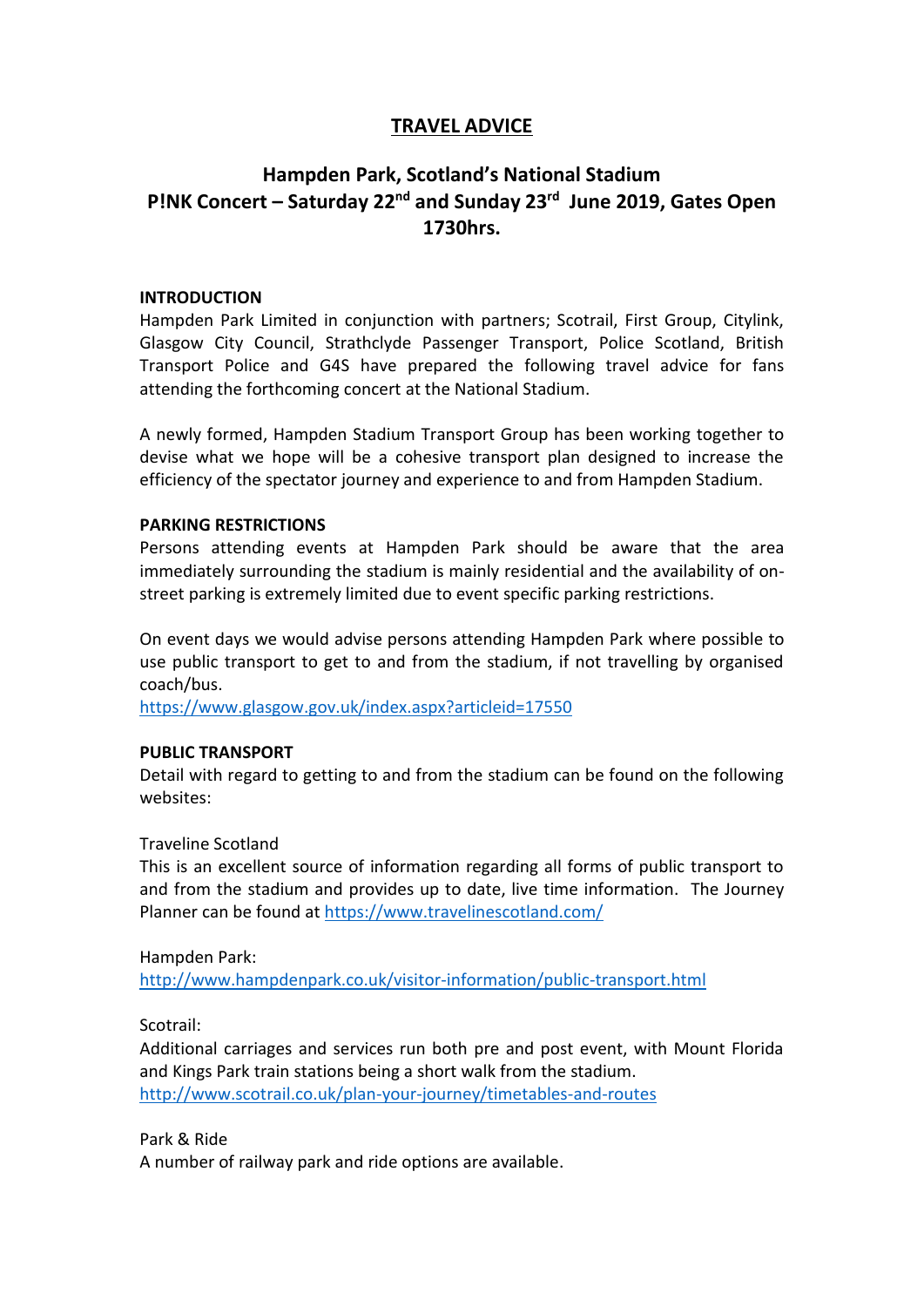# TRAVEL ADVICE

## Hampden Park, Scotland's National Stadium
## P!NK Concert – Saturday 22nd and Sunday 23rd June 2019, Gates Open 1730hrs.

**INTRODUCTION**

Hampden Park Limited in conjunction with partners; Scotrail, First Group, Citylink, Glasgow City Council, Strathclyde Passenger Transport, Police Scotland, British Transport Police and G4S have prepared the following travel advice for fans attending the forthcoming concert at the National Stadium.

A newly formed, Hampden Stadium Transport Group has been working together to devise what we hope will be a cohesive transport plan designed to increase the efficiency of the spectator journey and experience to and from Hampden Stadium.

**PARKING RESTRICTIONS**

Persons attending events at Hampden Park should be aware that the area immediately surrounding the stadium is mainly residential and the availability of on-street parking is extremely limited due to event specific parking restrictions.

On event days we would advise persons attending Hampden Park where possible to use public transport to get to and from the stadium, if not travelling by organised coach/bus.
https://www.glasgow.gov.uk/index.aspx?articleid=17550

**PUBLIC TRANSPORT**

Detail with regard to getting to and from the stadium can be found on the following websites:

Traveline Scotland
This is an excellent source of information regarding all forms of public transport to and from the stadium and provides up to date, live time information. The Journey Planner can be found at https://www.travelinescotland.com/

Hampden Park:
http://www.hampdenpark.co.uk/visitor-information/public-transport.html

Scotrail:
Additional carriages and services run both pre and post event, with Mount Florida and Kings Park train stations being a short walk from the stadium.
http://www.scotrail.co.uk/plan-your-journey/timetables-and-routes

Park & Ride
A number of railway park and ride options are available.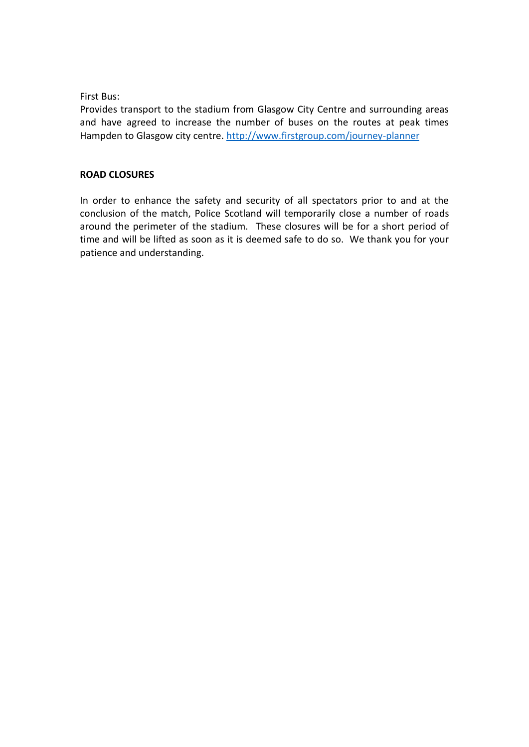First Bus:
Provides transport to the stadium from Glasgow City Centre and surrounding areas and have agreed to increase the number of buses on the routes at peak times Hampden to Glasgow city centre. http://www.firstgroup.com/journey-planner

**ROAD CLOSURES**

In order to enhance the safety and security of all spectators prior to and at the conclusion of the match, Police Scotland will temporarily close a number of roads around the perimeter of the stadium. These closures will be for a short period of time and will be lifted as soon as it is deemed safe to do so. We thank you for your patience and understanding.